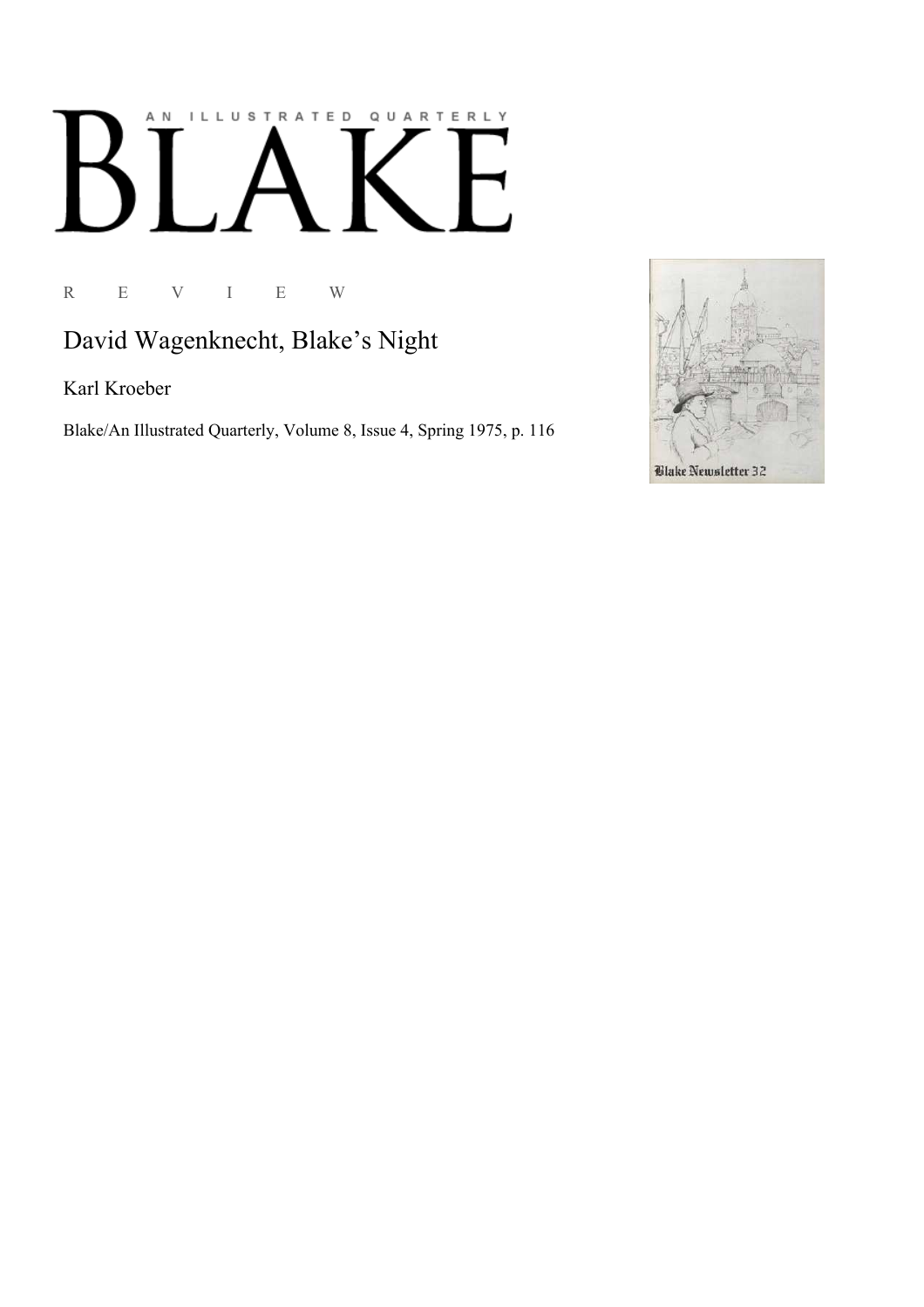AN ILLUSTRATED QUARTERLY

# BLAKE

R E V I E W

## David Wagenknecht, Blake's Night

Karl Kroeber

Blake/An Illustrated Quarterly, Volume 8, Issue 4, Spring 1975, p. 116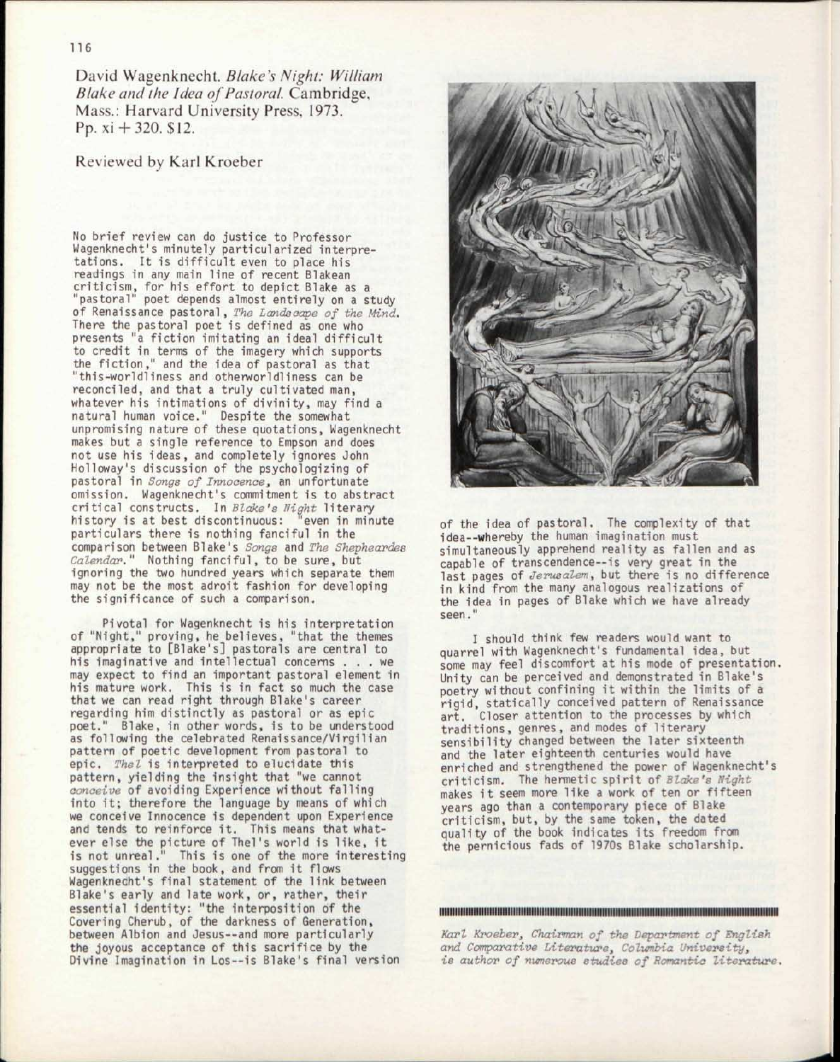David Wagenknecht. *Blake's Night: William Blake and the Idea of Pastoral.* Cambridge, Mass.: Harvard University Press, 1973. Pp. xi + 320. $12.

Reviewed by Karl Kroeber

No brief review can do justice to Professor Wagenknecht's minutely particularized interpretations. It is difficult even to place his readings in any main line of recent Blakean criticism, for his effort to depict Blake as a "pastoral" poet depends almost entirely on a study of Renaissance pastoral, *The Landscape of the Mind.* There the pastoral poet is defined as one who presents "a fiction imitating an ideal difficult to credit in terms of the imagery which supports the fiction," and the idea of pastoral as that "this-worldliness and otherworldliness can be reconciled, and that a truly cultivated man, whatever his intimations of divinity, may find a natural human voice." Despite the somewhat unpromising nature of these quotations, Wagenknecht makes but a single reference to Empson and does not use his ideas, and completely ignores John Holloway's discussion of the psychologizing of pastoral in *Songs of Innocence*, an unfortunate omission. Wagenknecht's commitment is to abstract critical constructs. In *Blake's Night* literary history is at best discontinuous: "even in minute particulars there is nothing fanciful in the comparison between Blake's *Songs* and *The Shepheardes Calendar.*" Nothing fanciful, to be sure, but ignoring the two hundred years which separate them may not be the most adroit fashion for developing the significance of such a comparison.

Pivotal for Wagenknecht is his interpretation of "Night," proving, he believes, "that the themes appropriate to [Blake's] pastorals are central to his imaginative and intellectual concerns . . . we may expect to find an important pastoral element in his mature work. This is in fact so much the case that we can read right through Blake's career regarding him distinctly as pastoral or as epic poet." Blake, in other words, is to be understood as following the celebrated Renaissance/Virgilian pattern of poetic development from pastoral to epic. *Thel* is interpreted to elucidate this pattern, yielding the insight that "we cannot *conceive* of avoiding Experience without falling into it; therefore the language by means of which we conceive Innocence is dependent upon Experience and tends to reinforce it. This means that whatever else the picture of Thel's world is like, it is not unreal." This is one of the more interesting suggestions in the book, and from it flows Wagenknecht's final statement of the link between Blake's early and late work, or, rather, their essential identity: "the interposition of the Covering Cherub, of the darkness of Generation, between Albion and Jesus--and more particularly the joyous acceptance of this sacrifice by the Divine Imagination in Los--is Blake's final version of the idea of pastoral. The complexity of that idea--whereby the human imagination must simultaneously apprehend reality as fallen and as capable of transcendence--is very great in the last pages of *Jerusalem*, but there is no difference in kind from the many analogous realizations of the idea in pages of Blake which we have already seen."

I should think few readers would want to quarrel with Wagenknecht's fundamental idea, but some may feel discomfort at his mode of presentation. Unity can be perceived and demonstrated in Blake's poetry without confining it within the limits of a rigid, statically conceived pattern of Renaissance art. Closer attention to the processes by which traditions, genres, and modes of literary sensibility changed between the later sixteenth and the later eighteenth centuries would have enriched and strengthened the power of Wagenknecht's criticism. The hermetic spirit of *Blake's Night* makes it seem more like a work of ten or fifteen years ago than a contemporary piece of Blake criticism, but, by the same token, the dated quality of the book indicates its freedom from the pernicious fads of 1970s Blake scholarship.

*Karl Kroeber, Chairman of the Department of English and Comparative Literature, Columbia University, is author of numerous studies of Romantic literature.*